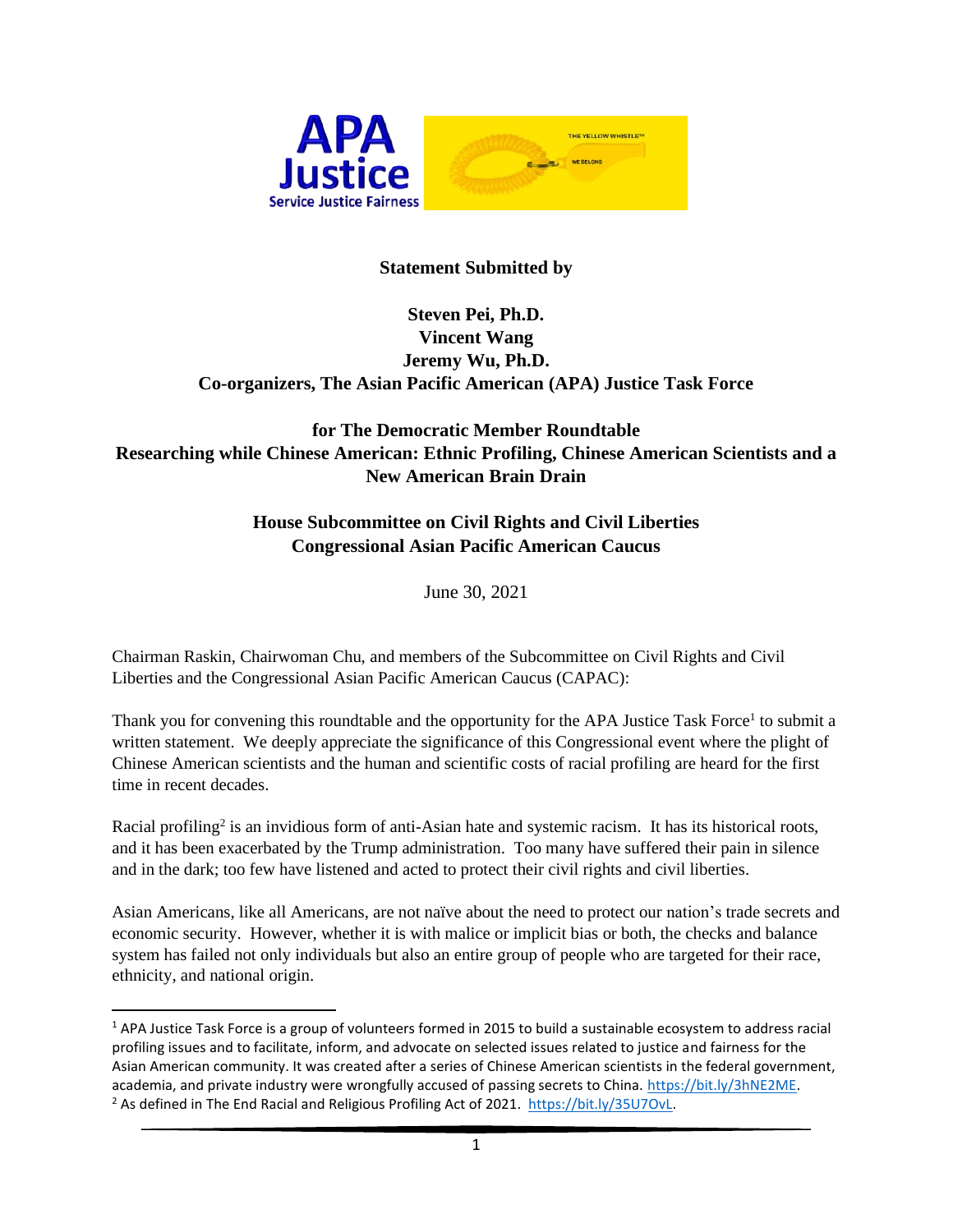APA Justice
Service Justice Fairness

THE YELLOW WHISTLE™
WE BELONG

**Statement Submitted by**

**Steven Pei, Ph.D.**
**Vincent Wang**
**Jeremy Wu, Ph.D.**
**Co-organizers, The Asian Pacific American (APA) Justice Task Force**

**for The Democratic Member Roundtable**
**Researching while Chinese American: Ethnic Profiling, Chinese American Scientists and a New American Brain Drain**

**House Subcommittee on Civil Rights and Civil Liberties**
**Congressional Asian Pacific American Caucus**

June 30, 2021

Chairman Raskin, Chairwoman Chu, and members of the Subcommittee on Civil Rights and Civil Liberties and the Congressional Asian Pacific American Caucus (CAPAC):

Thank you for convening this roundtable and the opportunity for the APA Justice Task Force[1] to submit a written statement. We deeply appreciate the significance of this Congressional event where the plight of Chinese American scientists and the human and scientific costs of racial profiling are heard for the first time in recent decades.

Racial profiling[2] is an invidious form of anti-Asian hate and systemic racism. It has its historical roots, and it has been exacerbated by the Trump administration. Too many have suffered their pain in silence and in the dark; too few have listened and acted to protect their civil rights and civil liberties.

Asian Americans, like all Americans, are not naïve about the need to protect our nation's trade secrets and economic security. However, whether it is with malice or implicit bias or both, the checks and balance system has failed not only individuals but also an entire group of people who are targeted for their race, ethnicity, and national origin.

---

[1] APA Justice Task Force is a group of volunteers formed in 2015 to build a sustainable ecosystem to address racial profiling issues and to facilitate, inform, and advocate on selected issues related to justice and fairness for the Asian American community. It was created after a series of Chinese American scientists in the federal government, academia, and private industry were wrongfully accused of passing secrets to China. https://bit.ly/3hNE2ME.

[2] As defined in The End Racial and Religious Profiling Act of 2021. https://bit.ly/35U7OvL.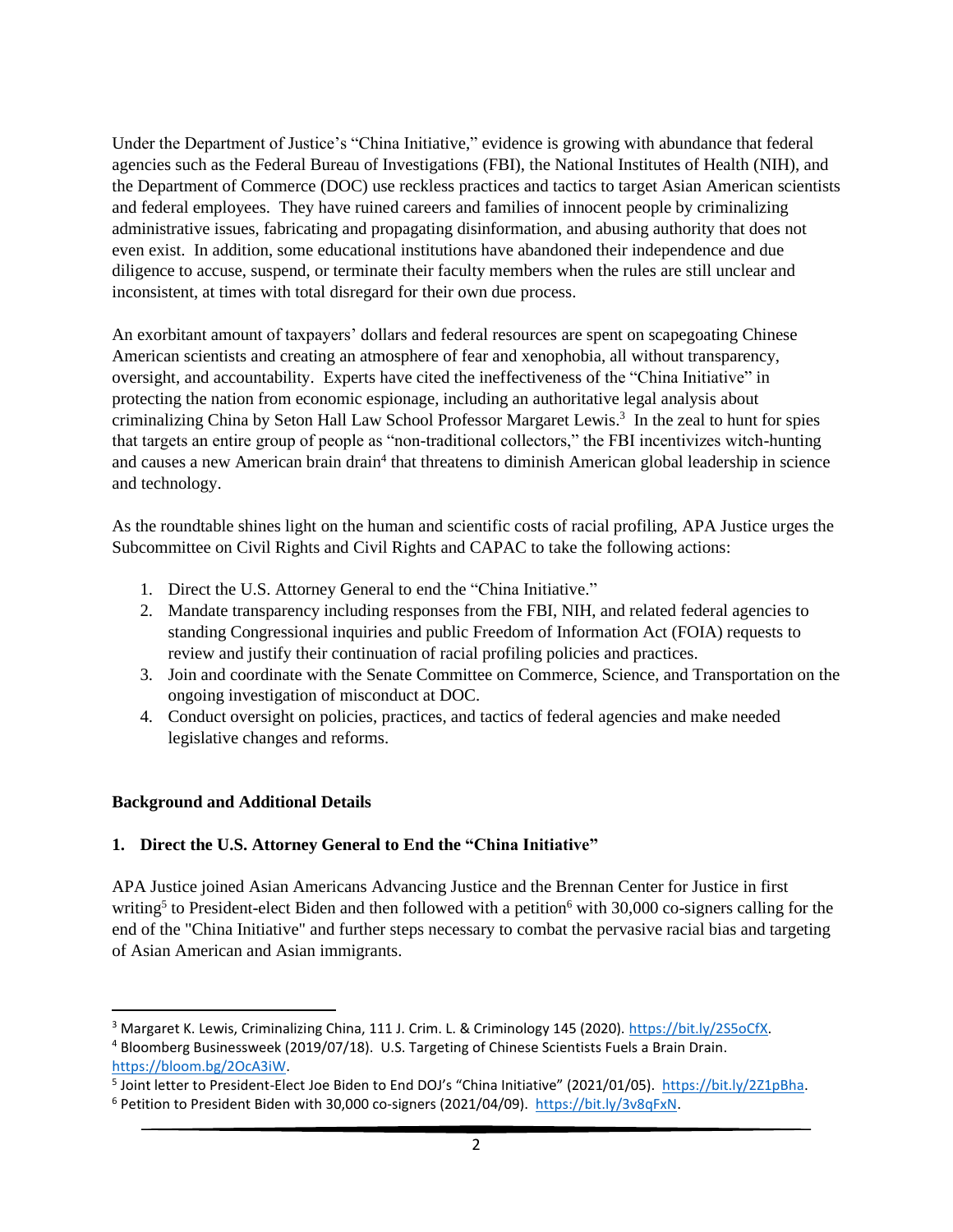Under the Department of Justice's "China Initiative," evidence is growing with abundance that federal agencies such as the Federal Bureau of Investigations (FBI), the National Institutes of Health (NIH), and the Department of Commerce (DOC) use reckless practices and tactics to target Asian American scientists and federal employees. They have ruined careers and families of innocent people by criminalizing administrative issues, fabricating and propagating disinformation, and abusing authority that does not even exist. In addition, some educational institutions have abandoned their independence and due diligence to accuse, suspend, or terminate their faculty members when the rules are still unclear and inconsistent, at times with total disregard for their own due process.

An exorbitant amount of taxpayers' dollars and federal resources are spent on scapegoating Chinese American scientists and creating an atmosphere of fear and xenophobia, all without transparency, oversight, and accountability. Experts have cited the ineffectiveness of the "China Initiative" in protecting the nation from economic espionage, including an authoritative legal analysis about criminalizing China by Seton Hall Law School Professor Margaret Lewis.[3] In the zeal to hunt for spies that targets an entire group of people as "non-traditional collectors," the FBI incentivizes witch-hunting and causes a new American brain drain[4] that threatens to diminish American global leadership in science and technology.

As the roundtable shines light on the human and scientific costs of racial profiling, APA Justice urges the Subcommittee on Civil Rights and Civil Rights and CAPAC to take the following actions:

1. Direct the U.S. Attorney General to end the "China Initiative."
2. Mandate transparency including responses from the FBI, NIH, and related federal agencies to standing Congressional inquiries and public Freedom of Information Act (FOIA) requests to review and justify their continuation of racial profiling policies and practices.
3. Join and coordinate with the Senate Committee on Commerce, Science, and Transportation on the ongoing investigation of misconduct at DOC.
4. Conduct oversight on policies, practices, and tactics of federal agencies and make needed legislative changes and reforms.

**Background and Additional Details**

**1. Direct the U.S. Attorney General to End the "China Initiative"**

APA Justice joined Asian Americans Advancing Justice and the Brennan Center for Justice in first writing[5] to President-elect Biden and then followed with a petition[6] with 30,000 co-signers calling for the end of the "China Initiative" and further steps necessary to combat the pervasive racial bias and targeting of Asian American and Asian immigrants.

---

[3] Margaret K. Lewis, Criminalizing China, 111 J. Crim. L. & Criminology 145 (2020). https://bit.ly/2S5oCfX.

[4] Bloomberg Businessweek (2019/07/18). U.S. Targeting of Chinese Scientists Fuels a Brain Drain. https://bloom.bg/2OcA3iW.

[5] Joint letter to President-Elect Joe Biden to End DOJ's "China Initiative" (2021/01/05). https://bit.ly/2Z1pBha.

[6] Petition to President Biden with 30,000 co-signers (2021/04/09). https://bit.ly/3v8qFxN.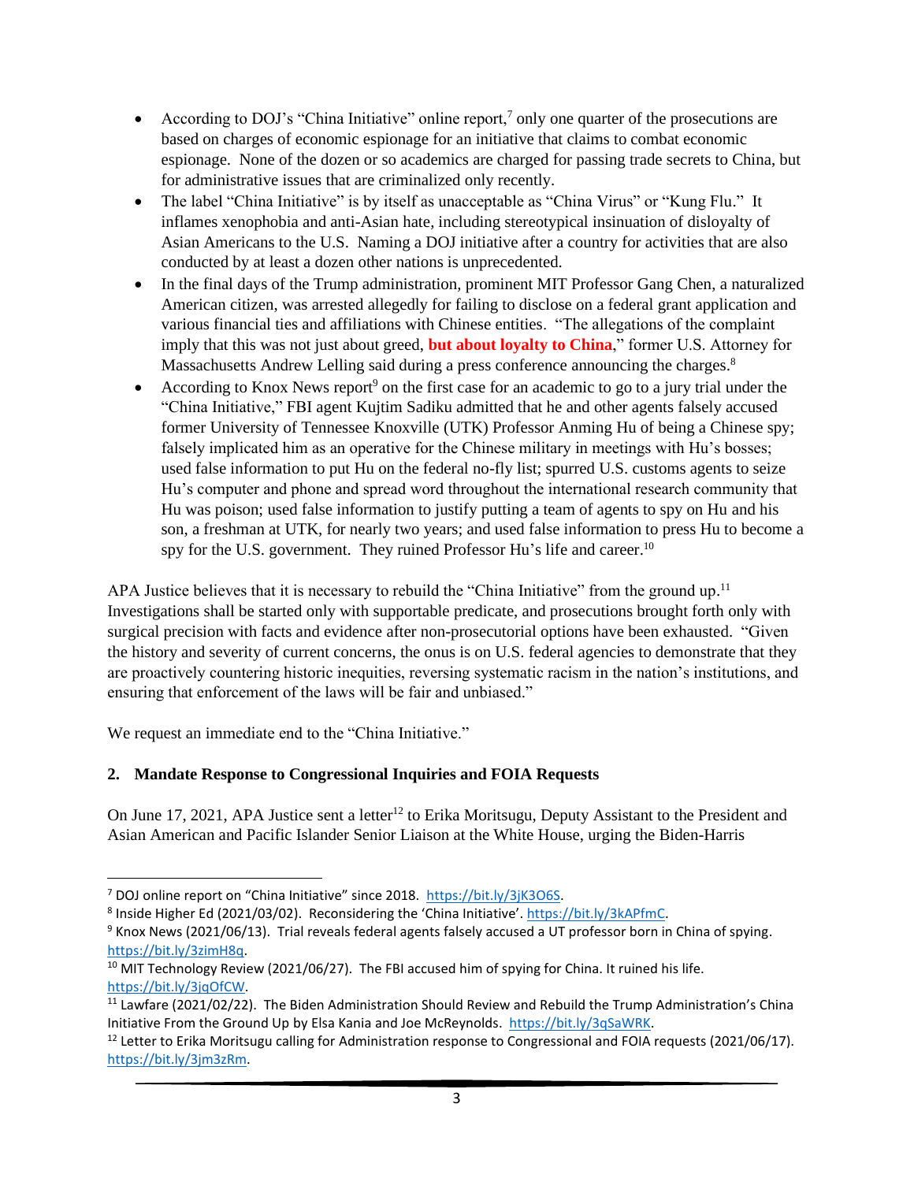- According to DOJ's "China Initiative" online report,[7] only one quarter of the prosecutions are based on charges of economic espionage for an initiative that claims to combat economic espionage. None of the dozen or so academics are charged for passing trade secrets to China, but for administrative issues that are criminalized only recently.
- The label "China Initiative" is by itself as unacceptable as "China Virus" or "Kung Flu." It inflames xenophobia and anti-Asian hate, including stereotypical insinuation of disloyalty of Asian Americans to the U.S. Naming a DOJ initiative after a country for activities that are also conducted by at least a dozen other nations is unprecedented.
- In the final days of the Trump administration, prominent MIT Professor Gang Chen, a naturalized American citizen, was arrested allegedly for failing to disclose on a federal grant application and various financial ties and affiliations with Chinese entities. "The allegations of the complaint imply that this was not just about greed, **but about loyalty to China**," former U.S. Attorney for Massachusetts Andrew Lelling said during a press conference announcing the charges.[8]
- According to Knox News report[9] on the first case for an academic to go to a jury trial under the "China Initiative," FBI agent Kujtim Sadiku admitted that he and other agents falsely accused former University of Tennessee Knoxville (UTK) Professor Anming Hu of being a Chinese spy; falsely implicated him as an operative for the Chinese military in meetings with Hu's bosses; used false information to put Hu on the federal no-fly list; spurred U.S. customs agents to seize Hu's computer and phone and spread word throughout the international research community that Hu was poison; used false information to justify putting a team of agents to spy on Hu and his son, a freshman at UTK, for nearly two years; and used false information to press Hu to become a spy for the U.S. government. They ruined Professor Hu's life and career.[10]

APA Justice believes that it is necessary to rebuild the "China Initiative" from the ground up.[11] Investigations shall be started only with supportable predicate, and prosecutions brought forth only with surgical precision with facts and evidence after non-prosecutorial options have been exhausted. "Given the history and severity of current concerns, the onus is on U.S. federal agencies to demonstrate that they are proactively countering historic inequities, reversing systematic racism in the nation's institutions, and ensuring that enforcement of the laws will be fair and unbiased."

We request an immediate end to the "China Initiative."

### 2. Mandate Response to Congressional Inquiries and FOIA Requests

On June 17, 2021, APA Justice sent a letter[12] to Erika Moritsugu, Deputy Assistant to the President and Asian American and Pacific Islander Senior Liaison at the White House, urging the Biden-Harris

---

[7] DOJ online report on "China Initiative" since 2018. https://bit.ly/3jK3O6S.

[8] Inside Higher Ed (2021/03/02). Reconsidering the 'China Initiative'. https://bit.ly/3kAPfmC.

[9] Knox News (2021/06/13). Trial reveals federal agents falsely accused a UT professor born in China of spying. https://bit.ly/3zimH8q.

[10] MIT Technology Review (2021/06/27). The FBI accused him of spying for China. It ruined his life. https://bit.ly/3jqOfCW.

[11] Lawfare (2021/02/22). The Biden Administration Should Review and Rebuild the Trump Administration's China Initiative From the Ground Up by Elsa Kania and Joe McReynolds. https://bit.ly/3qSaWRK.

[12] Letter to Erika Moritsugu calling for Administration response to Congressional and FOIA requests (2021/06/17). https://bit.ly/3jm3zRm.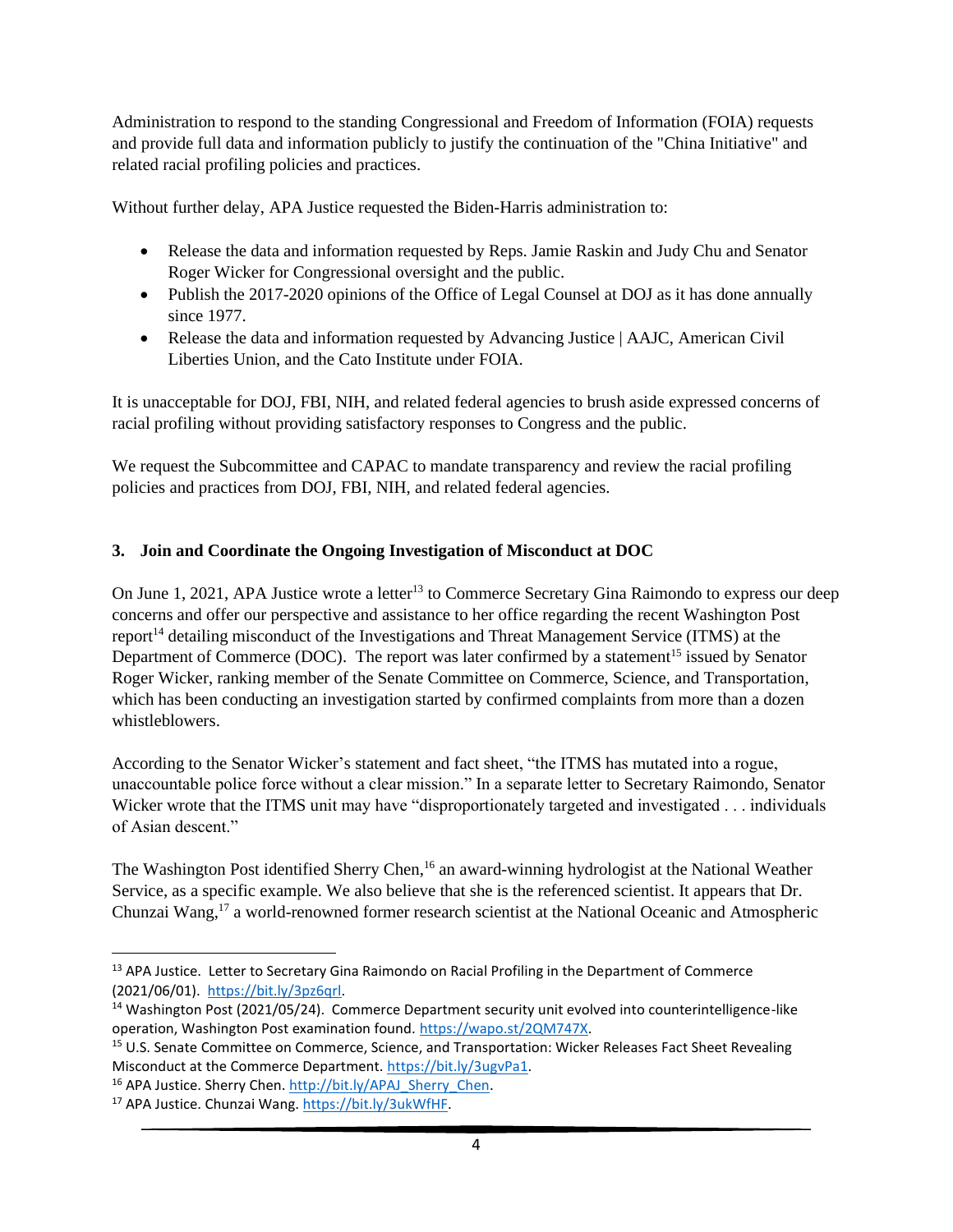Administration to respond to the standing Congressional and Freedom of Information (FOIA) requests and provide full data and information publicly to justify the continuation of the "China Initiative" and related racial profiling policies and practices.

Without further delay, APA Justice requested the Biden-Harris administration to:

- Release the data and information requested by Reps. Jamie Raskin and Judy Chu and Senator Roger Wicker for Congressional oversight and the public.
- Publish the 2017-2020 opinions of the Office of Legal Counsel at DOJ as it has done annually since 1977.
- Release the data and information requested by Advancing Justice | AAJC, American Civil Liberties Union, and the Cato Institute under FOIA.

It is unacceptable for DOJ, FBI, NIH, and related federal agencies to brush aside expressed concerns of racial profiling without providing satisfactory responses to Congress and the public.

We request the Subcommittee and CAPAC to mandate transparency and review the racial profiling policies and practices from DOJ, FBI, NIH, and related federal agencies.

### 3. Join and Coordinate the Ongoing Investigation of Misconduct at DOC

On June 1, 2021, APA Justice wrote a letter[13] to Commerce Secretary Gina Raimondo to express our deep concerns and offer our perspective and assistance to her office regarding the recent Washington Post report[14] detailing misconduct of the Investigations and Threat Management Service (ITMS) at the Department of Commerce (DOC). The report was later confirmed by a statement[15] issued by Senator Roger Wicker, ranking member of the Senate Committee on Commerce, Science, and Transportation, which has been conducting an investigation started by confirmed complaints from more than a dozen whistleblowers.

According to the Senator Wicker's statement and fact sheet, "the ITMS has mutated into a rogue, unaccountable police force without a clear mission." In a separate letter to Secretary Raimondo, Senator Wicker wrote that the ITMS unit may have "disproportionately targeted and investigated . . . individuals of Asian descent."

The Washington Post identified Sherry Chen,[16] an award-winning hydrologist at the National Weather Service, as a specific example. We also believe that she is the referenced scientist. It appears that Dr. Chunzai Wang,[17] a world-renowned former research scientist at the National Oceanic and Atmospheric

---

[13] APA Justice. Letter to Secretary Gina Raimondo on Racial Profiling in the Department of Commerce (2021/06/01). https://bit.ly/3pz6qrl.

[14] Washington Post (2021/05/24). Commerce Department security unit evolved into counterintelligence-like operation, Washington Post examination found. https://wapo.st/2QM747X.

[15] U.S. Senate Committee on Commerce, Science, and Transportation: Wicker Releases Fact Sheet Revealing Misconduct at the Commerce Department. https://bit.ly/3ugvPa1.

[16] APA Justice. Sherry Chen. http://bit.ly/APAJ_Sherry_Chen.

[17] APA Justice. Chunzai Wang. https://bit.ly/3ukWfHF.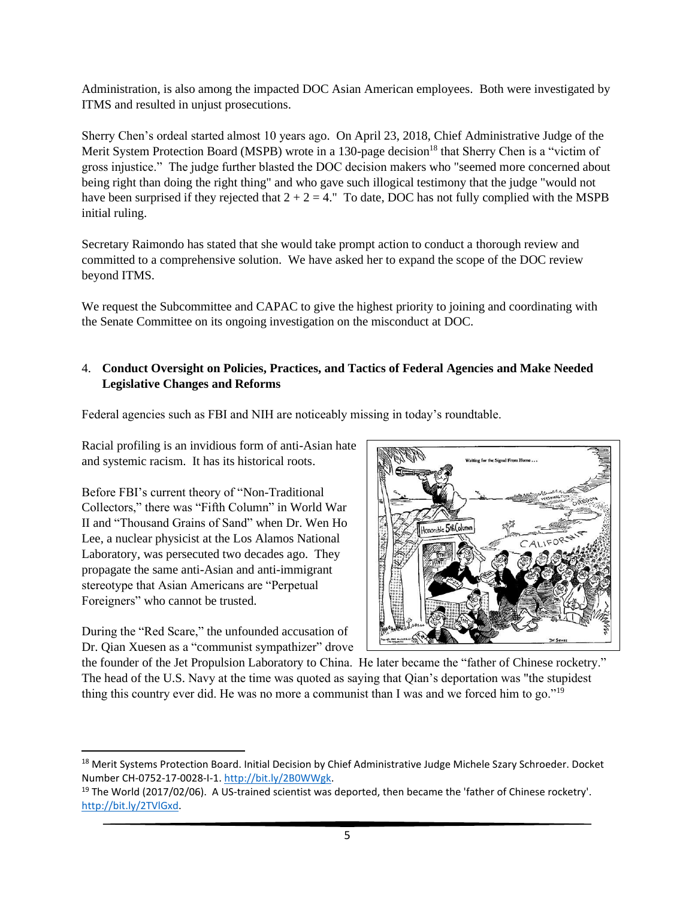Administration, is also among the impacted DOC Asian American employees. Both were investigated by ITMS and resulted in unjust prosecutions.

Sherry Chen's ordeal started almost 10 years ago. On April 23, 2018, Chief Administrative Judge of the Merit System Protection Board (MSPB) wrote in a 130-page decision[18] that Sherry Chen is a "victim of gross injustice." The judge further blasted the DOC decision makers who "seemed more concerned about being right than doing the right thing" and who gave such illogical testimony that the judge "would not have been surprised if they rejected that 2 + 2 = 4." To date, DOC has not fully complied with the MSPB initial ruling.

Secretary Raimondo has stated that she would take prompt action to conduct a thorough review and committed to a comprehensive solution. We have asked her to expand the scope of the DOC review beyond ITMS.

We request the Subcommittee and CAPAC to give the highest priority to joining and coordinating with the Senate Committee on its ongoing investigation on the misconduct at DOC.

4. **Conduct Oversight on Policies, Practices, and Tactics of Federal Agencies and Make Needed Legislative Changes and Reforms**

Federal agencies such as FBI and NIH are noticeably missing in today's roundtable.

Racial profiling is an invidious form of anti-Asian hate and systemic racism. It has its historical roots.

Before FBI's current theory of "Non-Traditional Collectors," there was "Fifth Column" in World War II and "Thousand Grains of Sand" when Dr. Wen Ho Lee, a nuclear physicist at the Los Alamos National Laboratory, was persecuted two decades ago. They propagate the same anti-Asian and anti-immigrant stereotype that Asian Americans are "Perpetual Foreigners" who cannot be trusted.

During the "Red Scare," the unfounded accusation of Dr. Qian Xuesen as a "communist sympathizer" drove the founder of the Jet Propulsion Laboratory to China. He later became the "father of Chinese rocketry." The head of the U.S. Navy at the time was quoted as saying that Qian's deportation was "the stupidest thing this country ever did. He was no more a communist than I was and we forced him to go."[19]

---

[18] Merit Systems Protection Board. Initial Decision by Chief Administrative Judge Michele Szary Schroeder. Docket Number CH-0752-17-0028-I-1. http://bit.ly/2B0WWgk.

[19] The World (2017/02/06). A US-trained scientist was deported, then became the 'father of Chinese rocketry'. http://bit.ly/2TVlGxd.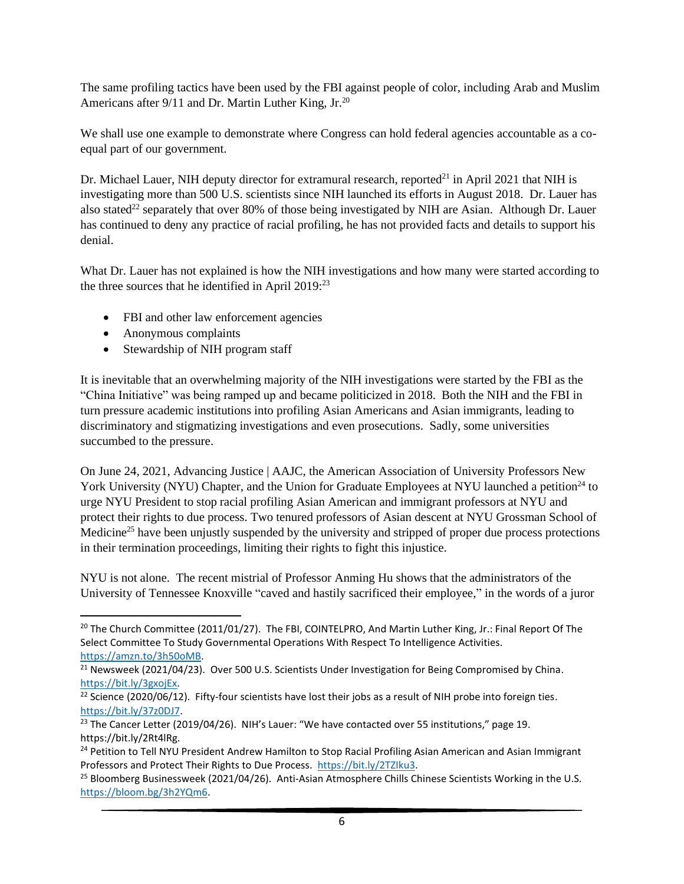The same profiling tactics have been used by the FBI against people of color, including Arab and Muslim Americans after 9/11 and Dr. Martin Luther King, Jr.[20]

We shall use one example to demonstrate where Congress can hold federal agencies accountable as a co-equal part of our government.

Dr. Michael Lauer, NIH deputy director for extramural research, reported[21] in April 2021 that NIH is investigating more than 500 U.S. scientists since NIH launched its efforts in August 2018. Dr. Lauer has also stated[22] separately that over 80% of those being investigated by NIH are Asian. Although Dr. Lauer has continued to deny any practice of racial profiling, he has not provided facts and details to support his denial.

What Dr. Lauer has not explained is how the NIH investigations and how many were started according to the three sources that he identified in April 2019:[23]

- FBI and other law enforcement agencies
- Anonymous complaints
- Stewardship of NIH program staff

It is inevitable that an overwhelming majority of the NIH investigations were started by the FBI as the "China Initiative" was being ramped up and became politicized in 2018. Both the NIH and the FBI in turn pressure academic institutions into profiling Asian Americans and Asian immigrants, leading to discriminatory and stigmatizing investigations and even prosecutions. Sadly, some universities succumbed to the pressure.

On June 24, 2021, Advancing Justice | AAJC, the American Association of University Professors New York University (NYU) Chapter, and the Union for Graduate Employees at NYU launched a petition[24] to urge NYU President to stop racial profiling Asian American and immigrant professors at NYU and protect their rights to due process. Two tenured professors of Asian descent at NYU Grossman School of Medicine[25] have been unjustly suspended by the university and stripped of proper due process protections in their termination proceedings, limiting their rights to fight this injustice.

NYU is not alone. The recent mistrial of Professor Anming Hu shows that the administrators of the University of Tennessee Knoxville "caved and hastily sacrificed their employee," in the words of a juror

---

[20] The Church Committee (2011/01/27). The FBI, COINTELPRO, And Martin Luther King, Jr.: Final Report Of The Select Committee To Study Governmental Operations With Respect To Intelligence Activities. https://amzn.to/3h50oMB.

[21] Newsweek (2021/04/23). Over 500 U.S. Scientists Under Investigation for Being Compromised by China. https://bit.ly/3gxojEx.

[22] Science (2020/06/12). Fifty-four scientists have lost their jobs as a result of NIH probe into foreign ties. https://bit.ly/37z0DJ7.

[23] The Cancer Letter (2019/04/26). NIH's Lauer: "We have contacted over 55 institutions," page 19. https://bit.ly/2Rt4lRg.

[24] Petition to Tell NYU President Andrew Hamilton to Stop Racial Profiling Asian American and Asian Immigrant Professors and Protect Their Rights to Due Process. https://bit.ly/2TZIku3.

[25] Bloomberg Businessweek (2021/04/26). Anti-Asian Atmosphere Chills Chinese Scientists Working in the U.S. https://bloom.bg/3h2YQm6.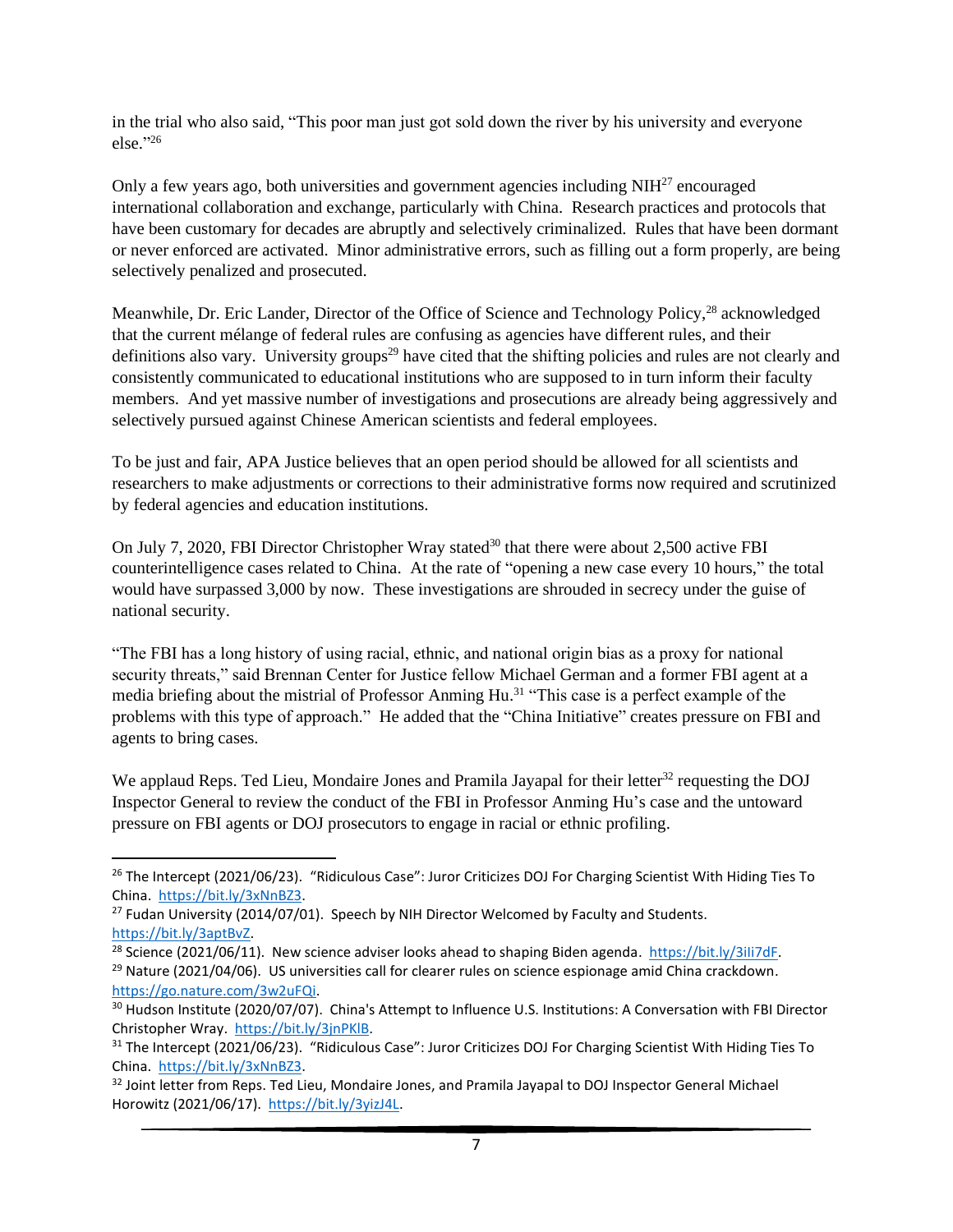in the trial who also said, "This poor man just got sold down the river by his university and everyone else."[26]

Only a few years ago, both universities and government agencies including NIH[27] encouraged international collaboration and exchange, particularly with China. Research practices and protocols that have been customary for decades are abruptly and selectively criminalized. Rules that have been dormant or never enforced are activated. Minor administrative errors, such as filling out a form properly, are being selectively penalized and prosecuted.

Meanwhile, Dr. Eric Lander, Director of the Office of Science and Technology Policy,[28] acknowledged that the current mélange of federal rules are confusing as agencies have different rules, and their definitions also vary. University groups[29] have cited that the shifting policies and rules are not clearly and consistently communicated to educational institutions who are supposed to in turn inform their faculty members. And yet massive number of investigations and prosecutions are already being aggressively and selectively pursued against Chinese American scientists and federal employees.

To be just and fair, APA Justice believes that an open period should be allowed for all scientists and researchers to make adjustments or corrections to their administrative forms now required and scrutinized by federal agencies and education institutions.

On July 7, 2020, FBI Director Christopher Wray stated[30] that there were about 2,500 active FBI counterintelligence cases related to China. At the rate of "opening a new case every 10 hours," the total would have surpassed 3,000 by now. These investigations are shrouded in secrecy under the guise of national security.

"The FBI has a long history of using racial, ethnic, and national origin bias as a proxy for national security threats," said Brennan Center for Justice fellow Michael German and a former FBI agent at a media briefing about the mistrial of Professor Anming Hu.[31] "This case is a perfect example of the problems with this type of approach." He added that the "China Initiative" creates pressure on FBI and agents to bring cases.

We applaud Reps. Ted Lieu, Mondaire Jones and Pramila Jayapal for their letter[32] requesting the DOJ Inspector General to review the conduct of the FBI in Professor Anming Hu's case and the untoward pressure on FBI agents or DOJ prosecutors to engage in racial or ethnic profiling.

---

[26] The Intercept (2021/06/23). "Ridiculous Case": Juror Criticizes DOJ For Charging Scientist With Hiding Ties To China. https://bit.ly/3xNnBZ3.

[27] Fudan University (2014/07/01). Speech by NIH Director Welcomed by Faculty and Students. https://bit.ly/3aptBvZ.

[28] Science (2021/06/11). New science adviser looks ahead to shaping Biden agenda. https://bit.ly/3iIi7dF.

[29] Nature (2021/04/06). US universities call for clearer rules on science espionage amid China crackdown. https://go.nature.com/3w2uFQi.

[30] Hudson Institute (2020/07/07). China's Attempt to Influence U.S. Institutions: A Conversation with FBI Director Christopher Wray. https://bit.ly/3jnPKlB.

[31] The Intercept (2021/06/23). "Ridiculous Case": Juror Criticizes DOJ For Charging Scientist With Hiding Ties To China. https://bit.ly/3xNnBZ3.

[32] Joint letter from Reps. Ted Lieu, Mondaire Jones, and Pramila Jayapal to DOJ Inspector General Michael Horowitz (2021/06/17). https://bit.ly/3yizJ4L.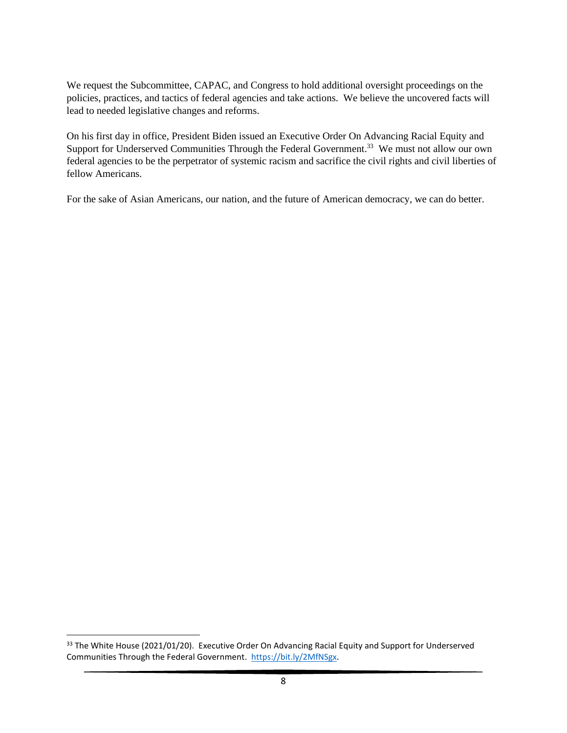We request the Subcommittee, CAPAC, and Congress to hold additional oversight proceedings on the policies, practices, and tactics of federal agencies and take actions. We believe the uncovered facts will lead to needed legislative changes and reforms.

On his first day in office, President Biden issued an Executive Order On Advancing Racial Equity and Support for Underserved Communities Through the Federal Government.[33] We must not allow our own federal agencies to be the perpetrator of systemic racism and sacrifice the civil rights and civil liberties of fellow Americans.

For the sake of Asian Americans, our nation, and the future of American democracy, we can do better.

---

[33] The White House (2021/01/20). Executive Order On Advancing Racial Equity and Support for Underserved Communities Through the Federal Government. https://bit.ly/2MfNSgx.